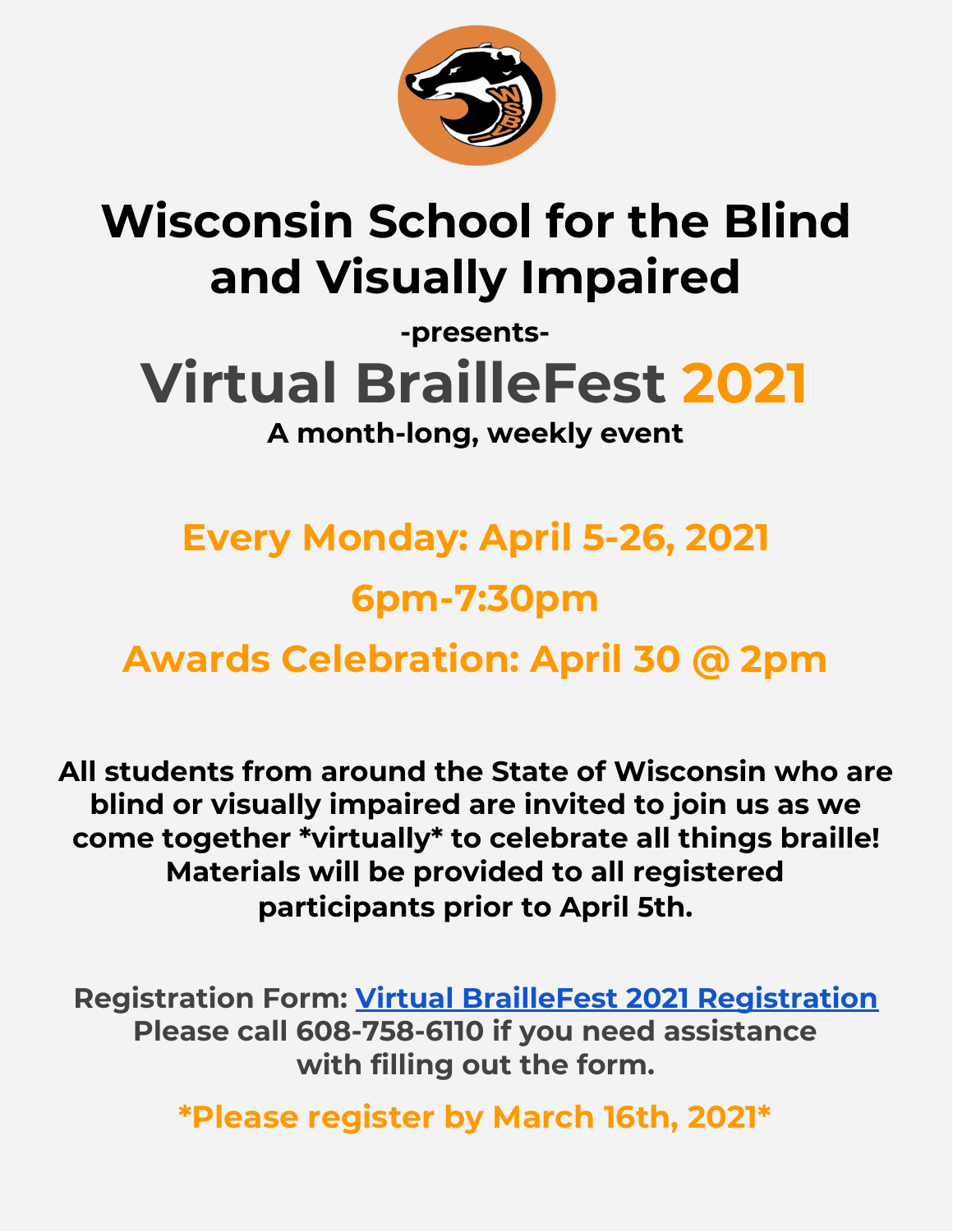# Wisconsin School for the Blind and Visually Impaired

**-presents-**

# Virtual BrailleFest 2021

**A month-long, weekly event**

## Every Monday: April 5-26, 2021

## 6pm-7:30pm

## Awards Celebration: April 30 @ 2pm

**All students from around the State of Wisconsin who are blind or visually impaired are invited to join us as we come together *virtually* to celebrate all things braille! Materials will be provided to all registered participants prior to April 5th.**

**Registration Form: [Virtual BrailleFest 2021 Registration]**
**Please call 608-758-6110 if you need assistance with filling out the form.**

***Please register by March 16th, 2021***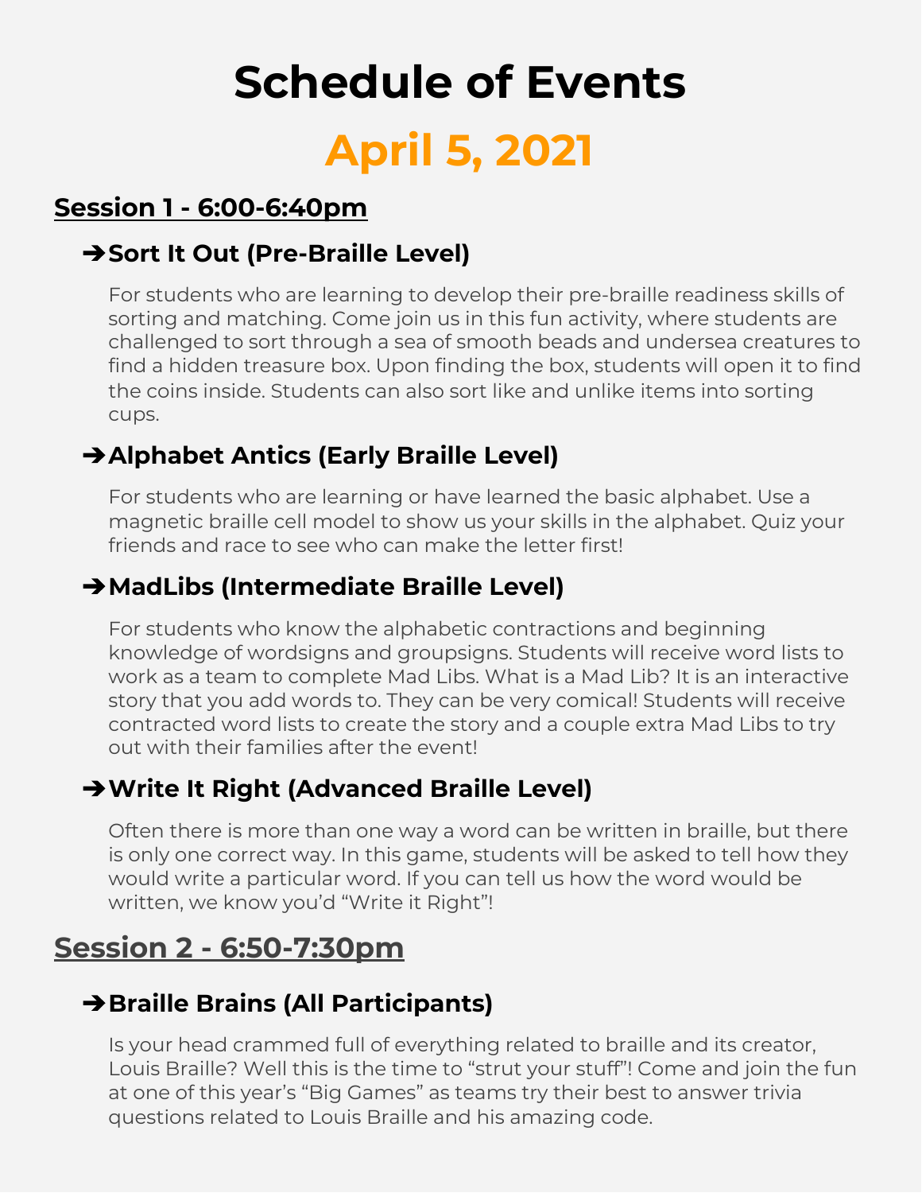# Schedule of Events

# April 5, 2021

## Session 1 - 6:00-6:40pm

### ➔Sort It Out (Pre-Braille Level)

For students who are learning to develop their pre-braille readiness skills of sorting and matching. Come join us in this fun activity, where students are challenged to sort through a sea of smooth beads and undersea creatures to find a hidden treasure box. Upon finding the box, students will open it to find the coins inside. Students can also sort like and unlike items into sorting cups.

### ➔Alphabet Antics (Early Braille Level)

For students who are learning or have learned the basic alphabet. Use a magnetic braille cell model to show us your skills in the alphabet. Quiz your friends and race to see who can make the letter first!

### ➔MadLibs (Intermediate Braille Level)

For students who know the alphabetic contractions and beginning knowledge of wordsigns and groupsigns. Students will receive word lists to work as a team to complete Mad Libs. What is a Mad Lib? It is an interactive story that you add words to. They can be very comical! Students will receive contracted word lists to create the story and a couple extra Mad Libs to try out with their families after the event!

### ➔Write It Right (Advanced Braille Level)

Often there is more than one way a word can be written in braille, but there is only one correct way. In this game, students will be asked to tell how they would write a particular word. If you can tell us how the word would be written, we know you'd "Write it Right"!

## Session 2 - 6:50-7:30pm

### ➔Braille Brains (All Participants)

Is your head crammed full of everything related to braille and its creator, Louis Braille? Well this is the time to "strut your stuff"! Come and join the fun at one of this year's "Big Games" as teams try their best to answer trivia questions related to Louis Braille and his amazing code.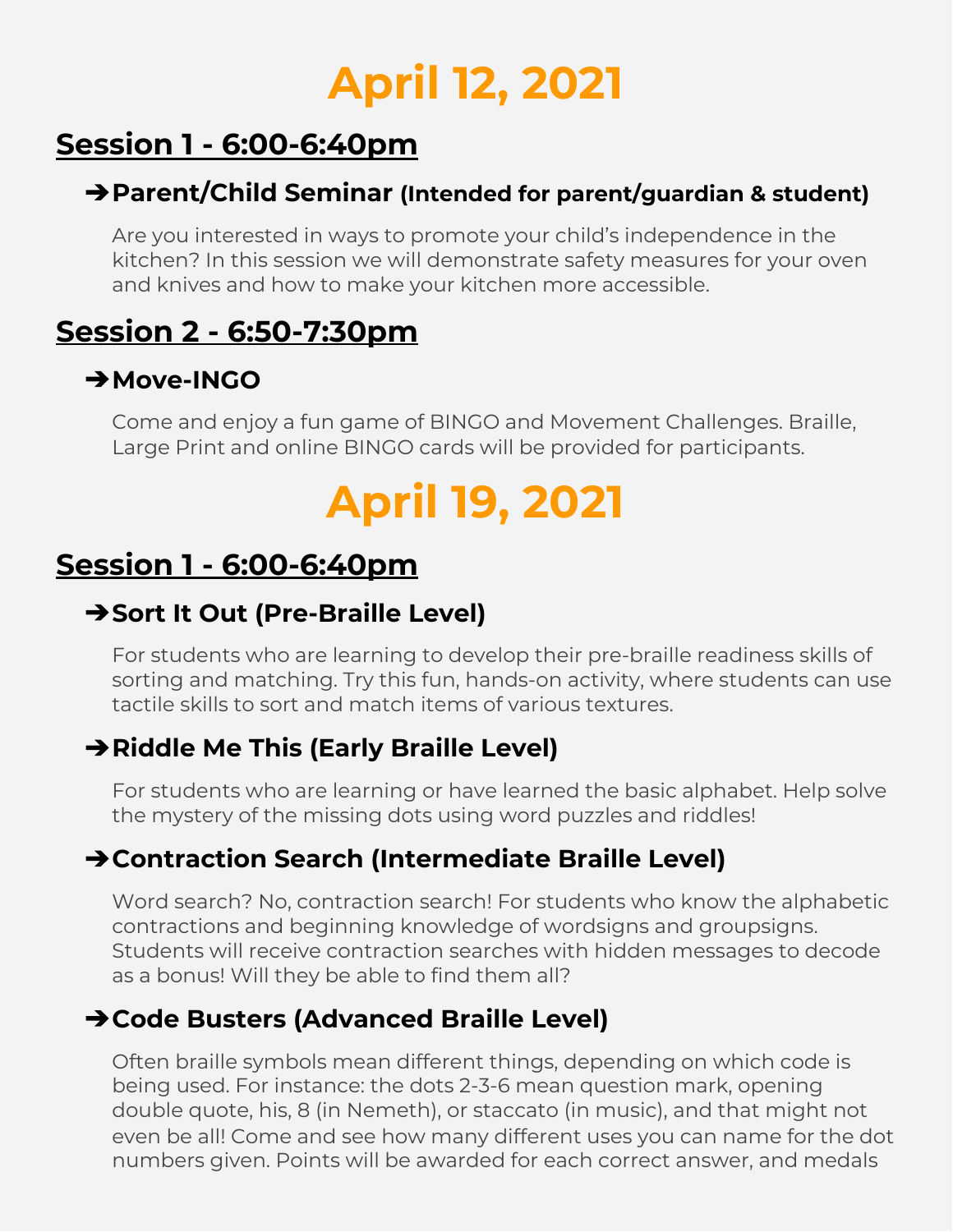# April 12, 2021

## Session 1 - 6:00-6:40pm

### ➔ Parent/Child Seminar (Intended for parent/guardian & student)

Are you interested in ways to promote your child's independence in the kitchen? In this session we will demonstrate safety measures for your oven and knives and how to make your kitchen more accessible.

## Session 2 - 6:50-7:30pm

### ➔ Move-INGO

Come and enjoy a fun game of BINGO and Movement Challenges. Braille, Large Print and online BINGO cards will be provided for participants.

# April 19, 2021

## Session 1 - 6:00-6:40pm

### ➔ Sort It Out (Pre-Braille Level)

For students who are learning to develop their pre-braille readiness skills of sorting and matching. Try this fun, hands-on activity, where students can use tactile skills to sort and match items of various textures.

### ➔ Riddle Me This (Early Braille Level)

For students who are learning or have learned the basic alphabet. Help solve the mystery of the missing dots using word puzzles and riddles!

### ➔ Contraction Search (Intermediate Braille Level)

Word search? No, contraction search! For students who know the alphabetic contractions and beginning knowledge of wordsigns and groupsigns. Students will receive contraction searches with hidden messages to decode as a bonus! Will they be able to find them all?

### ➔ Code Busters (Advanced Braille Level)

Often braille symbols mean different things, depending on which code is being used. For instance: the dots 2-3-6 mean question mark, opening double quote, his, 8 (in Nemeth), or staccato (in music), and that might not even be all! Come and see how many different uses you can name for the dot numbers given. Points will be awarded for each correct answer, and medals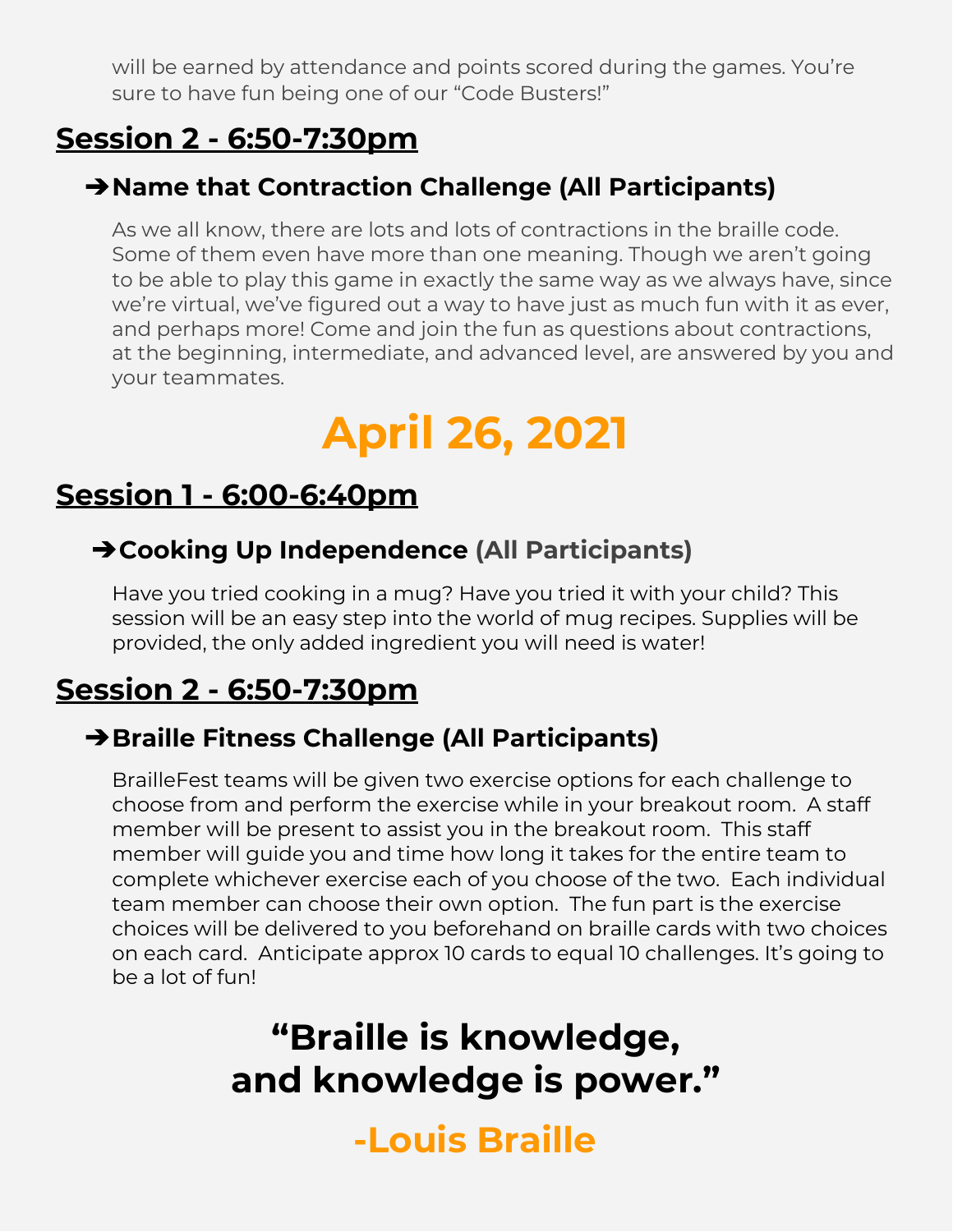will be earned by attendance and points scored during the games. You're sure to have fun being one of our "Code Busters!"

## Session 2 - 6:50-7:30pm

### ➔Name that Contraction Challenge (All Participants)

As we all know, there are lots and lots of contractions in the braille code. Some of them even have more than one meaning. Though we aren't going to be able to play this game in exactly the same way as we always have, since we're virtual, we've figured out a way to have just as much fun with it as ever, and perhaps more! Come and join the fun as questions about contractions, at the beginning, intermediate, and advanced level, are answered by you and your teammates.

# April 26, 2021

## Session 1 - 6:00-6:40pm

### ➔Cooking Up Independence (All Participants)

Have you tried cooking in a mug? Have you tried it with your child? This session will be an easy step into the world of mug recipes. Supplies will be provided, the only added ingredient you will need is water!

## Session 2 - 6:50-7:30pm

### ➔Braille Fitness Challenge (All Participants)

BrailleFest teams will be given two exercise options for each challenge to choose from and perform the exercise while in your breakout room. A staff member will be present to assist you in the breakout room. This staff member will guide you and time how long it takes for the entire team to complete whichever exercise each of you choose of the two. Each individual team member can choose their own option. The fun part is the exercise choices will be delivered to you beforehand on braille cards with two choices on each card. Anticipate approx 10 cards to equal 10 challenges. It's going to be a lot of fun!

**"Braille is knowledge, and knowledge is power."**

**-Louis Braille**